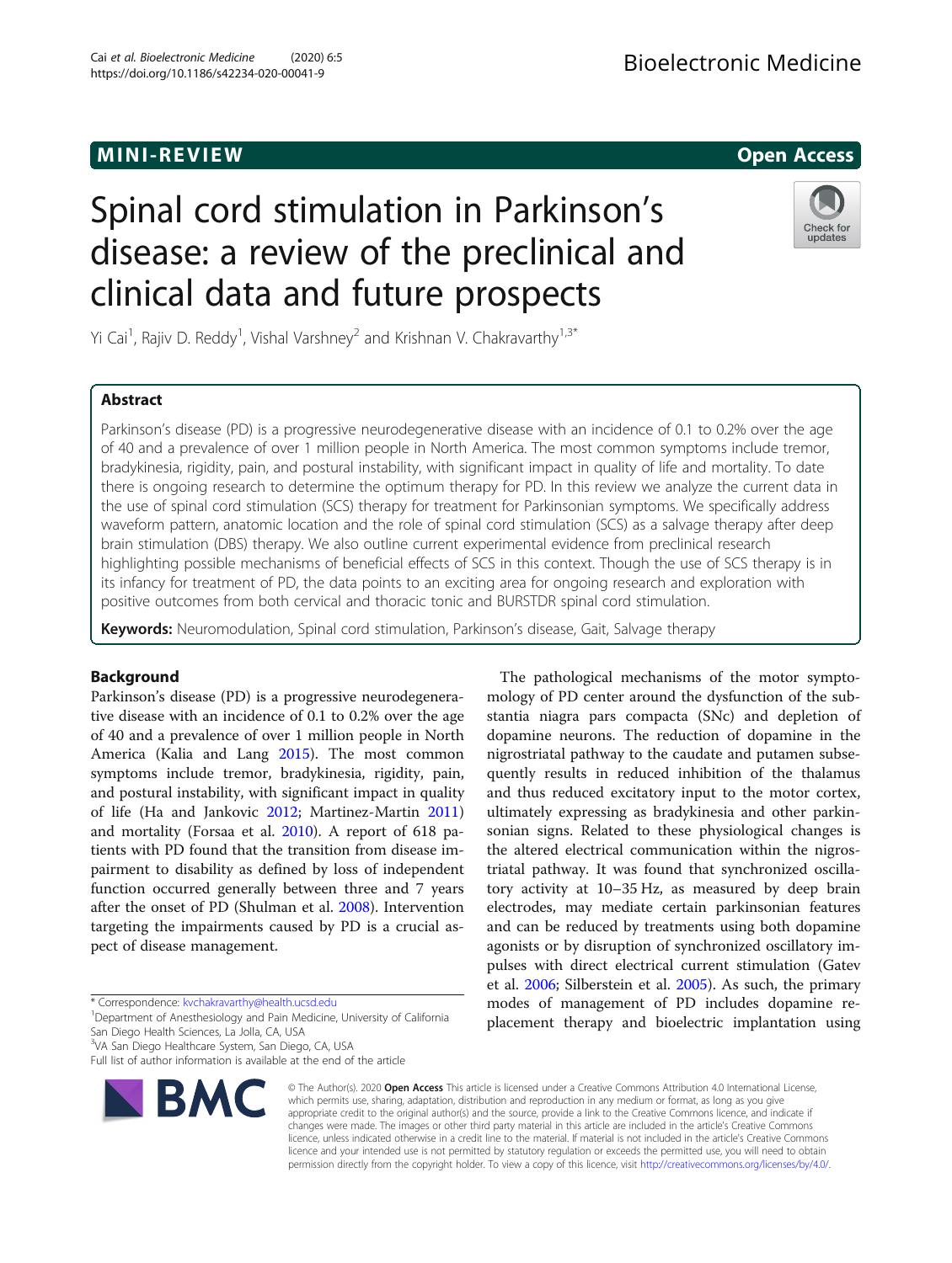MINI-REVIEW

Open Access

# Spinal cord stimulation in Parkinson's disease: a review of the preclinical and clinical data and future prospects

Yi Cai[1], Rajiv D. Reddy[1], Vishal Varshney[2] and Krishnan V. Chakravarthy[1,3*]

## Abstract

Parkinson's disease (PD) is a progressive neurodegenerative disease with an incidence of 0.1 to 0.2% over the age of 40 and a prevalence of over 1 million people in North America. The most common symptoms include tremor, bradykinesia, rigidity, pain, and postural instability, with significant impact in quality of life and mortality. To date there is ongoing research to determine the optimum therapy for PD. In this review we analyze the current data in the use of spinal cord stimulation (SCS) therapy for treatment for Parkinsonian symptoms. We specifically address waveform pattern, anatomic location and the role of spinal cord stimulation (SCS) as a salvage therapy after deep brain stimulation (DBS) therapy. We also outline current experimental evidence from preclinical research highlighting possible mechanisms of beneficial effects of SCS in this context. Though the use of SCS therapy is in its infancy for treatment of PD, the data points to an exciting area for ongoing research and exploration with positive outcomes from both cervical and thoracic tonic and BURSTDR spinal cord stimulation.

**Keywords:** Neuromodulation, Spinal cord stimulation, Parkinson's disease, Gait, Salvage therapy

## Background

Parkinson's disease (PD) is a progressive neurodegenerative disease with an incidence of 0.1 to 0.2% over the age of 40 and a prevalence of over 1 million people in North America (Kalia and Lang 2015). The most common symptoms include tremor, bradykinesia, rigidity, pain, and postural instability, with significant impact in quality of life (Ha and Jankovic 2012; Martinez-Martin 2011) and mortality (Forsaa et al. 2010). A report of 618 patients with PD found that the transition from disease impairment to disability as defined by loss of independent function occurred generally between three and 7 years after the onset of PD (Shulman et al. 2008). Intervention targeting the impairments caused by PD is a crucial aspect of disease management.

The pathological mechanisms of the motor symptomology of PD center around the dysfunction of the substantia niagra pars compacta (SNc) and depletion of dopamine neurons. The reduction of dopamine in the nigrostriatal pathway to the caudate and putamen subsequently results in reduced inhibition of the thalamus and thus reduced excitatory input to the motor cortex, ultimately expressing as bradykinesia and other parkinsonian signs. Related to these physiological changes is the altered electrical communication within the nigrostriatal pathway. It was found that synchronized oscillatory activity at 10–35 Hz, as measured by deep brain electrodes, may mediate certain parkinsonian features and can be reduced by treatments using both dopamine agonists or by disruption of synchronized oscillatory impulses with direct electrical current stimulation (Gatev et al. 2006; Silberstein et al. 2005). As such, the primary modes of management of PD includes dopamine replacement therapy and bioelectric implantation using

\* Correspondence: kvchakravarthy@health.ucsd.edu
[1]Department of Anesthesiology and Pain Medicine, University of California San Diego Health Sciences, La Jolla, CA, USA
[3]VA San Diego Healthcare System, San Diego, CA, USA
Full list of author information is available at the end of the article

© The Author(s). 2020 **Open Access** This article is licensed under a Creative Commons Attribution 4.0 International License, which permits use, sharing, adaptation, distribution and reproduction in any medium or format, as long as you give appropriate credit to the original author(s) and the source, provide a link to the Creative Commons licence, and indicate if changes were made. The images or other third party material in this article are included in the article's Creative Commons licence, unless indicated otherwise in a credit line to the material. If material is not included in the article's Creative Commons licence and your intended use is not permitted by statutory regulation or exceeds the permitted use, you will need to obtain permission directly from the copyright holder. To view a copy of this licence, visit http://creativecommons.org/licenses/by/4.0/.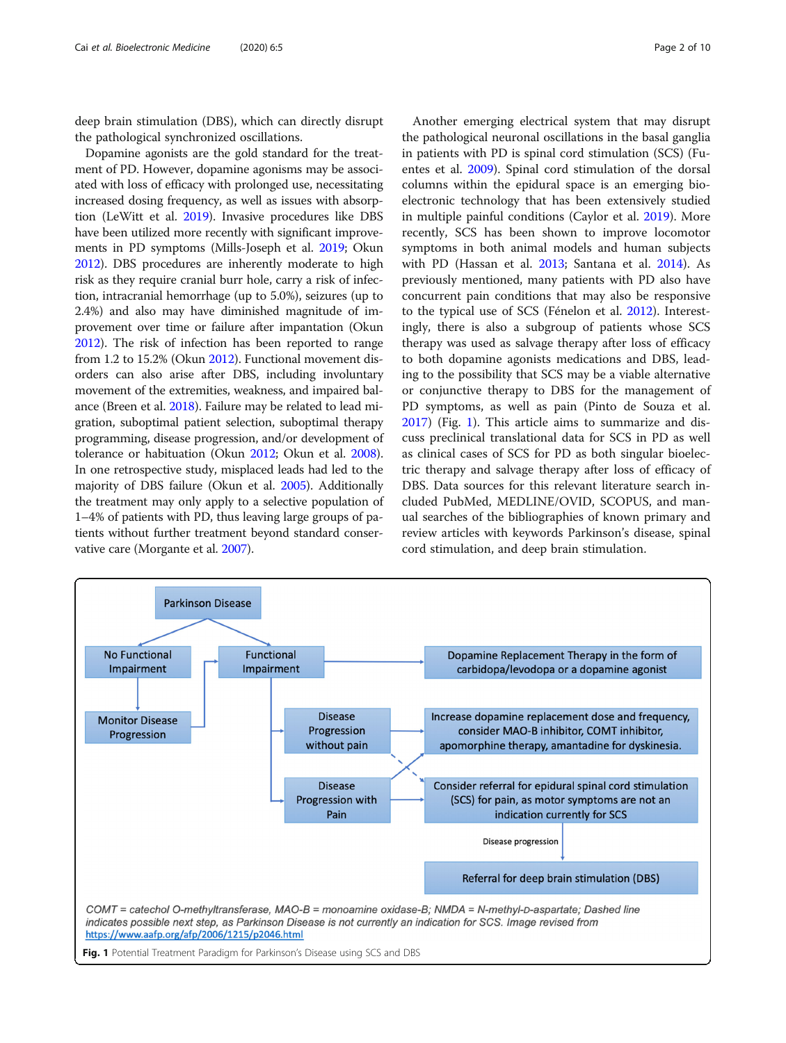deep brain stimulation (DBS), which can directly disrupt the pathological synchronized oscillations.

Dopamine agonists are the gold standard for the treatment of PD. However, dopamine agonisms may be associated with loss of efficacy with prolonged use, necessitating increased dosing frequency, as well as issues with absorption (LeWitt et al. 2019). Invasive procedures like DBS have been utilized more recently with significant improvements in PD symptoms (Mills-Joseph et al. 2019; Okun 2012). DBS procedures are inherently moderate to high risk as they require cranial burr hole, carry a risk of infection, intracranial hemorrhage (up to 5.0%), seizures (up to 2.4%) and also may have diminished magnitude of improvement over time or failure after impantation (Okun 2012). The risk of infection has been reported to range from 1.2 to 15.2% (Okun 2012). Functional movement disorders can also arise after DBS, including involuntary movement of the extremities, weakness, and impaired balance (Breen et al. 2018). Failure may be related to lead migration, suboptimal patient selection, suboptimal therapy programming, disease progression, and/or development of tolerance or habituation (Okun 2012; Okun et al. 2008). In one retrospective study, misplaced leads had led to the majority of DBS failure (Okun et al. 2005). Additionally the treatment may only apply to a selective population of 1–4% of patients with PD, thus leaving large groups of patients without further treatment beyond standard conservative care (Morgante et al. 2007).

Another emerging electrical system that may disrupt the pathological neuronal oscillations in the basal ganglia in patients with PD is spinal cord stimulation (SCS) (Fuentes et al. 2009). Spinal cord stimulation of the dorsal columns within the epidural space is an emerging bioelectronic technology that has been extensively studied in multiple painful conditions (Caylor et al. 2019). More recently, SCS has been shown to improve locomotor symptoms in both animal models and human subjects with PD (Hassan et al. 2013; Santana et al. 2014). As previously mentioned, many patients with PD also have concurrent pain conditions that may also be responsive to the typical use of SCS (Fénelon et al. 2012). Interestingly, there is also a subgroup of patients whose SCS therapy was used as salvage therapy after loss of efficacy to both dopamine agonists medications and DBS, leading to the possibility that SCS may be a viable alternative or conjunctive therapy to DBS for the management of PD symptoms, as well as pain (Pinto de Souza et al. 2017) (Fig. 1). This article aims to summarize and discuss preclinical translational data for SCS in PD as well as clinical cases of SCS for PD as both singular bioelectric therapy and salvage therapy after loss of efficacy of DBS. Data sources for this relevant literature search included PubMed, MEDLINE/OVID, SCOPUS, and manual searches of the bibliographies of known primary and review articles with keywords Parkinson's disease, spinal cord stimulation, and deep brain stimulation.

Parkinson Disease → No Functional Impairment → Monitor Disease Progression → Functional Impairment

Functional Impairment → Dopamine Replacement Therapy in the form of carbidopa/levodopa or a dopamine agonist

Functional Impairment → Disease Progression without pain → Increase dopamine replacement dose and frequency, consider MAO-B inhibitor, COMT inhibitor, apomorphine therapy, amantadine for dyskinesia.

Functional Impairment → Disease Progression with Pain → Consider referral for epidural spinal cord stimulation (SCS) for pain, as motor symptoms are not an indication currently for SCS → Disease progression → Referral for deep brain stimulation (DBS)

*COMT = catechol O-methyltransferase, MAO-B = monoamine oxidase-B; NMDA = N-methyl-D-aspartate; Dashed line indicates possible next step, as Parkinson Disease is not currently an indication for SCS. Image revised from* https://www.aafp.org/afp/2006/1215/p2046.html

**Fig. 1** Potential Treatment Paradigm for Parkinson's Disease using SCS and DBS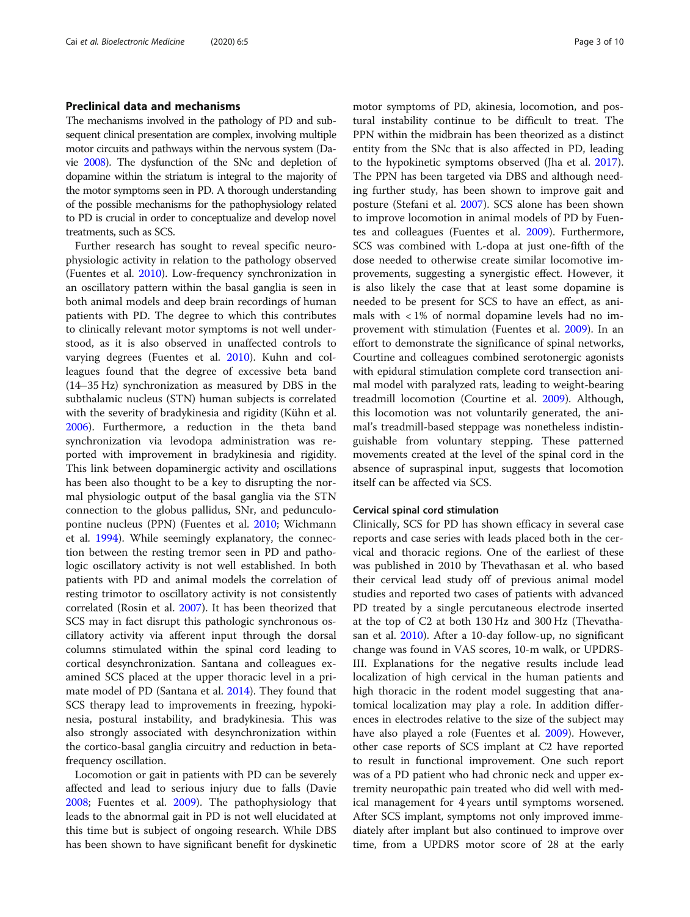## Preclinical data and mechanisms

The mechanisms involved in the pathology of PD and subsequent clinical presentation are complex, involving multiple motor circuits and pathways within the nervous system (Davie 2008). The dysfunction of the SNc and depletion of dopamine within the striatum is integral to the majority of the motor symptoms seen in PD. A thorough understanding of the possible mechanisms for the pathophysiology related to PD is crucial in order to conceptualize and develop novel treatments, such as SCS.

Further research has sought to reveal specific neurophysiologic activity in relation to the pathology observed (Fuentes et al. 2010). Low-frequency synchronization in an oscillatory pattern within the basal ganglia is seen in both animal models and deep brain recordings of human patients with PD. The degree to which this contributes to clinically relevant motor symptoms is not well understood, as it is also observed in unaffected controls to varying degrees (Fuentes et al. 2010). Kuhn and colleagues found that the degree of excessive beta band (14–35 Hz) synchronization as measured by DBS in the subthalamic nucleus (STN) human subjects is correlated with the severity of bradykinesia and rigidity (Kühn et al. 2006). Furthermore, a reduction in the theta band synchronization via levodopa administration was reported with improvement in bradykinesia and rigidity. This link between dopaminergic activity and oscillations has been also thought to be a key to disrupting the normal physiologic output of the basal ganglia via the STN connection to the globus pallidus, SNr, and pedunculopontine nucleus (PPN) (Fuentes et al. 2010; Wichmann et al. 1994). While seemingly explanatory, the connection between the resting tremor seen in PD and pathologic oscillatory activity is not well established. In both patients with PD and animal models the correlation of resting trimotor to oscillatory activity is not consistently correlated (Rosin et al. 2007). It has been theorized that SCS may in fact disrupt this pathologic synchronous oscillatory activity via afferent input through the dorsal columns stimulated within the spinal cord leading to cortical desynchronization. Santana and colleagues examined SCS placed at the upper thoracic level in a primate model of PD (Santana et al. 2014). They found that SCS therapy lead to improvements in freezing, hypokinesia, postural instability, and bradykinesia. This was also strongly associated with desynchronization within the cortico-basal ganglia circuitry and reduction in beta-frequency oscillation.

Locomotion or gait in patients with PD can be severely affected and lead to serious injury due to falls (Davie 2008; Fuentes et al. 2009). The pathophysiology that leads to the abnormal gait in PD is not well elucidated at this time but is subject of ongoing research. While DBS has been shown to have significant benefit for dyskinetic motor symptoms of PD, akinesia, locomotion, and postural instability continue to be difficult to treat. The PPN within the midbrain has been theorized as a distinct entity from the SNc that is also affected in PD, leading to the hypokinetic symptoms observed (Jha et al. 2017). The PPN has been targeted via DBS and although needing further study, has been shown to improve gait and posture (Stefani et al. 2007). SCS alone has been shown to improve locomotion in animal models of PD by Fuentes and colleagues (Fuentes et al. 2009). Furthermore, SCS was combined with L-dopa at just one-fifth of the dose needed to otherwise create similar locomotive improvements, suggesting a synergistic effect. However, it is also likely the case that at least some dopamine is needed to be present for SCS to have an effect, as animals with < 1% of normal dopamine levels had no improvement with stimulation (Fuentes et al. 2009). In an effort to demonstrate the significance of spinal networks, Courtine and colleagues combined serotonergic agonists with epidural stimulation complete cord transection animal model with paralyzed rats, leading to weight-bearing treadmill locomotion (Courtine et al. 2009). Although, this locomotion was not voluntarily generated, the animal's treadmill-based steppage was nonetheless indistinguishable from voluntary stepping. These patterned movements created at the level of the spinal cord in the absence of supraspinal input, suggests that locomotion itself can be affected via SCS.

### Cervical spinal cord stimulation

Clinically, SCS for PD has shown efficacy in several case reports and case series with leads placed both in the cervical and thoracic regions. One of the earliest of these was published in 2010 by Thevathasan et al. who based their cervical lead study off of previous animal model studies and reported two cases of patients with advanced PD treated by a single percutaneous electrode inserted at the top of C2 at both 130 Hz and 300 Hz (Thevathasan et al. 2010). After a 10-day follow-up, no significant change was found in VAS scores, 10-m walk, or UPDRS-III. Explanations for the negative results include lead localization of high cervical in the human patients and high thoracic in the rodent model suggesting that anatomical localization may play a role. In addition differences in electrodes relative to the size of the subject may have also played a role (Fuentes et al. 2009). However, other case reports of SCS implant at C2 have reported to result in functional improvement. One such report was of a PD patient who had chronic neck and upper extremity neuropathic pain treated who did well with medical management for 4 years until symptoms worsened. After SCS implant, symptoms not only improved immediately after implant but also continued to improve over time, from a UPDRS motor score of 28 at the early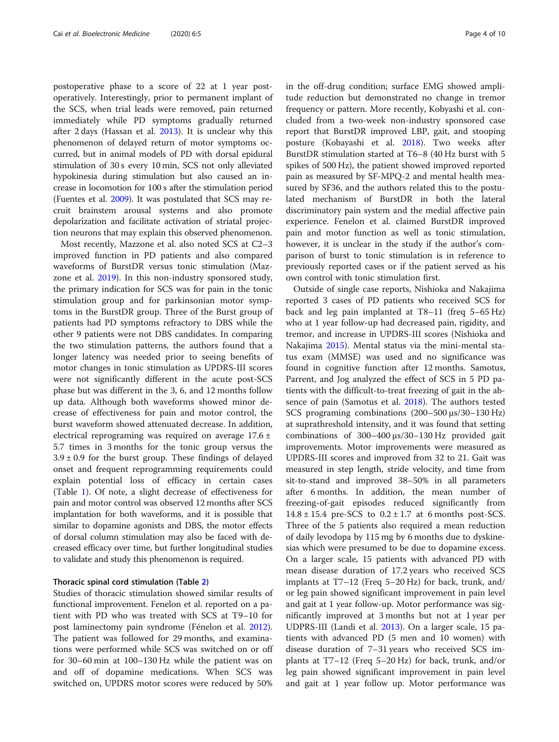postoperative phase to a score of 22 at 1 year postoperatively. Interestingly, prior to permanent implant of the SCS, when trial leads were removed, pain returned immediately while PD symptoms gradually returned after 2 days (Hassan et al. 2013). It is unclear why this phenomenon of delayed return of motor symptoms occurred, but in animal models of PD with dorsal epidural stimulation of 30 s every 10 min, SCS not only alleviated hypokinesia during stimulation but also caused an increase in locomotion for 100 s after the stimulation period (Fuentes et al. 2009). It was postulated that SCS may recruit brainstem arousal systems and also promote depolarization and facilitate activation of striatal projection neurons that may explain this observed phenomenon.

Most recently, Mazzone et al. also noted SCS at C2–3 improved function in PD patients and also compared waveforms of BurstDR versus tonic stimulation (Mazzone et al. 2019). In this non-industry sponsored study, the primary indication for SCS was for pain in the tonic stimulation group and for parkinsonian motor symptoms in the BurstDR group. Three of the Burst group of patients had PD symptoms refractory to DBS while the other 9 patients were not DBS candidates. In comparing the two stimulation patterns, the authors found that a longer latency was needed prior to seeing benefits of motor changes in tonic stimulation as UPDRS-III scores were not significantly different in the acute post-SCS phase but was different in the 3, 6, and 12 months follow up data. Although both waveforms showed minor decrease of effectiveness for pain and motor control, the burst waveform showed attenuated decrease. In addition, electrical reprograming was required on average 17.6 ± 5.7 times in 3 months for the tonic group versus the 3.9 ± 0.9 for the burst group. These findings of delayed onset and frequent reprogramming requirements could explain potential loss of efficacy in certain cases (Table 1). Of note, a slight decrease of effectiveness for pain and motor control was observed 12 months after SCS implantation for both waveforms, and it is possible that similar to dopamine agonists and DBS, the motor effects of dorsal column stimulation may also be faced with decreased efficacy over time, but further longitudinal studies to validate and study this phenomenon is required.

#### Thoracic spinal cord stimulation (Table 2)

Studies of thoracic stimulation showed similar results of functional improvement. Fenelon et al. reported on a patient with PD who was treated with SCS at T9–10 for post laminectomy pain syndrome (Fénelon et al. 2012). The patient was followed for 29 months, and examinations were performed while SCS was switched on or off for 30–60 min at 100–130 Hz while the patient was on and off of dopamine medications. When SCS was switched on, UPDRS motor scores were reduced by 50% in the off-drug condition; surface EMG showed amplitude reduction but demonstrated no change in tremor frequency or pattern. More recently, Kobyashi et al. concluded from a two-week non-industry sponsored case report that BurstDR improved LBP, gait, and stooping posture (Kobayashi et al. 2018). Two weeks after BurstDR stimulation started at T6–8 (40 Hz burst with 5 spikes of 500 Hz), the patient showed improved reported pain as measured by SF-MPQ-2 and mental health measured by SF36, and the authors related this to the postulated mechanism of BurstDR in both the lateral discriminatory pain system and the medial affective pain experience. Fenelon et al. claimed BurstDR improved pain and motor function as well as tonic stimulation, however, it is unclear in the study if the author's comparison of burst to tonic stimulation is in reference to previously reported cases or if the patient served as his own control with tonic stimulation first.

Outside of single case reports, Nishioka and Nakajima reported 3 cases of PD patients who received SCS for back and leg pain implanted at T8–11 (freq 5–65 Hz) who at 1 year follow-up had decreased pain, rigidity, and tremor, and increase in UPDRS-III scores (Nishioka and Nakajima 2015). Mental status via the mini-mental status exam (MMSE) was used and no significance was found in cognitive function after 12 months. Samotus, Parrent, and Jog analyzed the effect of SCS in 5 PD patients with the difficult-to-treat freezing of gait in the absence of pain (Samotus et al. 2018). The authors tested SCS programing combinations (200–500 μs/30–130 Hz) at suprathreshold intensity, and it was found that setting combinations of 300–400 μs/30–130 Hz provided gait improvements. Motor improvements were measured as UPDRS-III scores and improved from 32 to 21. Gait was measured in step length, stride velocity, and time from sit-to-stand and improved 38–50% in all parameters after 6 months. In addition, the mean number of freezing-of-gait episodes reduced significantly from 14.8 ± 15.4 pre-SCS to 0.2 ± 1.7 at 6 months post-SCS. Three of the 5 patients also required a mean reduction of daily levodopa by 115 mg by 6 months due to dyskinesias which were presumed to be due to dopamine excess. On a larger scale, 15 patients with advanced PD with mean disease duration of 17.2 years who received SCS implants at T7–12 (Freq 5–20 Hz) for back, trunk, and/or leg pain showed significant improvement in pain level and gait at 1 year follow-up. Motor performance was significantly improved at 3 months but not at 1 year per UDPRS-III (Landi et al. 2013). On a larger scale, 15 patients with advanced PD (5 men and 10 women) with disease duration of 7–31 years who received SCS implants at T7–12 (Freq 5–20 Hz) for back, trunk, and/or leg pain showed significant improvement in pain level and gait at 1 year follow up. Motor performance was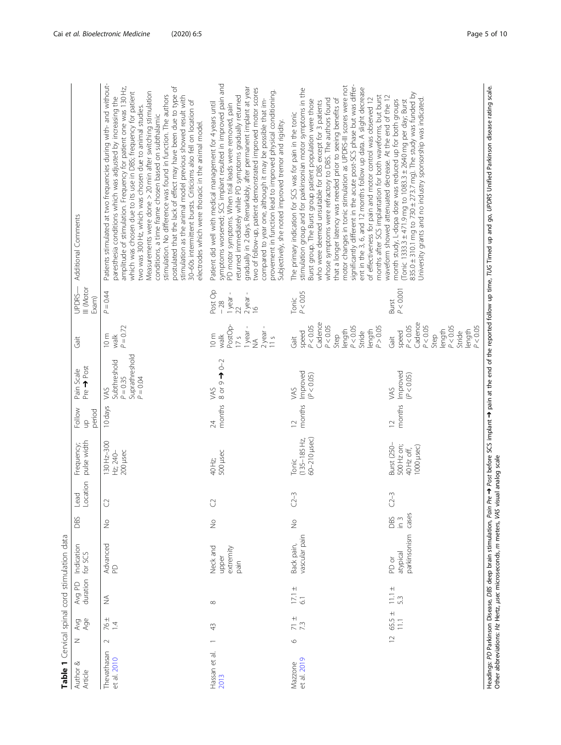**Table 1** Cervical spinal cord stimulation data

| Author & Article | N | Avg Age | Avg PD duration | Indication for SCS | DBS | Lead Location | Frequency; pulse width | Follow up period | Pain Scale Pre ➔ Post | Gait | UPDRS—III (Motor Exam) | Additional Comments |
|---|---|---|---|---|---|---|---|---|---|---|---|---|
| Thevathasan et al. 2010 | 2 | 76 ± 1.4 | NA | Advanced PD | No | C2 | 130 Hz–300 Hz, 240–200 μsec | 10 days | VAS Subthreshold $P = 0.35$ Suprathreshold $P = 0.04$ | 10 m walk $P = 0.72$ | $P = 0.44$ | Patients stimulated at two frequencies during with- and without-paresthesia conditions which was adjusted by increasing the amplitude of stimulation. Frequency for patient one was 130 Hz, which was chosen due to its use in DBS; frequency for patient two was 300 Hz, which was chosen due to animal studies. Measurements were done > 20 min after switching stimulation conditions, a time frame chosen based on subthalamic stimulation. No difference was found in function. The authors postulated that the lack of effect may have been due to type of stimulation as the animal model previous showed result with 30–60s intermittent bursts. Criticisms also fell on location of electrodes which were thoracic in the animal model. |
| Hassan et al. 2013 | 1 | 43 | 8 | Neck and upper extremity pain | No | C2 | 40 Hz; 500 μsec | 24 months | VAS 8 or 9 ➔ 0–2 | 10 m walk PostOp- 17 s 1 year - NA 2 year - 11 s | Post Op − 28 1 year - 22 2 year - 16 | Patient did well with medical management for 4 years until symptoms worsened; SCS implant resulted in improved pain and PD motor symptoms. When trial leads were removed, pain returned immediately while PD symptoms gradually returned gradually in 2 days. Remarkably, after permanent implant at year two of follow-up, patient demonstrated improved motor scores compared to year one, although it may be possible that improvement in function lead to improved physical conditioning. Subjectively, she noted improved tremor and rigidity. |
| Mazzone et al. 2019 | 6 | 71 ± 7.3 | 17.1 ± 6.1 | Back pain, vascular pain | No | C2–3 | Tonic (135–185 Hz, 60–210 μsec) | 12 months | VAS Improved ($P < 0.05$) | Gait speed $P < 0.05$ Cadence $P < 0.05$ Step length $P < 0.05$ Stride length $P > 0.05$ | Tonic $P < 0.05$ | The primary indication for SCS was for pain in the tonic stimulation group and for parkinsonian motor symptoms in the Burst group. The Burst group patient population were those who were deemed unsuitable for DBS except for 3 patients whose symptoms were refractory to DBS. The authors found that a longer latency was needed prior to seeing benefits of motor changes in tonic stimulation as UPDRS-III scores were not significantly different in the acute post-SCS phase but was different in the 3, 6, and 12 months follow up data. A slight decrease of effectiveness for pain and motor control was observed 12 months after SCS implantation for both waveforms, but burst waveform showed attenuated decrease. At the end of the 12 month study, L-dopa dose was reduced up for both groups (Tonic 1333.3 ± 471.9 mg to 1083.3 ± 2640 mg per day; Burst 835.0 ± 310.1 mg to 730 ± 273.7 mg). The study was funded by University grants and no industry sponsorship was indicated. |
| | 12 | 65.5 ± 11.1 | 11.1 ± 5.3 | PD or atypical parkinsonism | DBS in 3 cases | C2–3 | Burst (250–500 Hz on; 40 Hz off; 1000 μsec) | 12 months | VAS Improved ($P < 0.05$) | Gait speed $P < 0.05$ Cadence $P < 0.05$ Step length $P < 0.05$ Stride length $P < 0.05$ | Burst $P < 0.001$ | |

Headings: *PD* Parkinson Disease, *DBS* deep brain stimulation, *Pain Pre ➔ Post* before SCS implant ➔ pain at the end of the reported follow up time, *TUG* Timed up and go, *UPDRS* Unified Parkinson disease rating scale. Other abbreviations: *Hz* Hertz, *μsec* microseconds, *m* meters, *VAS* visual analog scale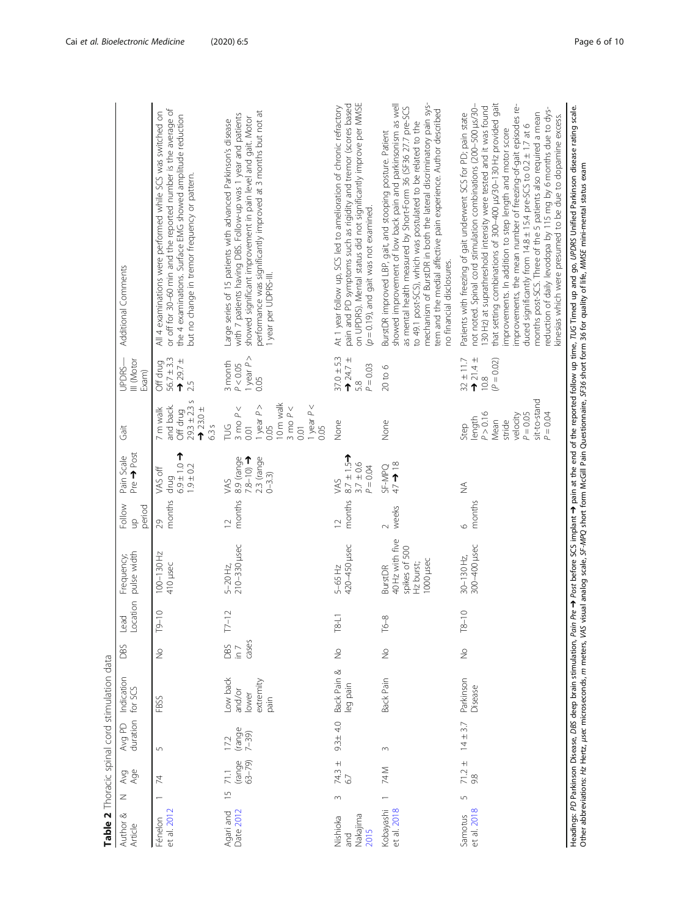**Table 2** Thoracic spinal cord stimulation data

| Author & Article | N | Avg Age | Avg PD duration | Indication for SCS | DBS | Lead Location | Frequency; pulse width | Follow up period | Pain Scale Pre → Post | Gait | UPDRS—III (Motor Exam) | Additional Comments |
|---|---|---|---|---|---|---|---|---|---|---|---|---|
| Fénelon et al. 2012 | 1 | 74 | 5 | FBSS | No | T9–10 | 100–130 Hz 410 μsec | 29 months | VAS off drug 6.9 ± 1.0 → 1.9 ± 0.2 | 7 m walk and back. Off drug 29.3 ± 2.3 s → 23.0 ± 6.3 s | Off drug 56.7 ± 3.3 → 29.7 ± 2.5 | All 4 examinations were performed while SCS was switched on or off for 30–60 min and the reported number is the average of the 4 examinations. Surface EMG showed amplitude reduction but no change in tremor frequency or pattern. |
| Agari and Date 2012 | 15 | 71.1 (range 63–79) | 17.2 (range 7–39) | Low back and/or lower extremity pain | DBS in 7 cases | T7–12 | 5–20 Hz, 210–330 μsec | 12 months | VAS 8.9 (range 7.8–10) → 2.3 (range 0–3.3) | TUG 3 mo $P < 0.01$ 1 year $P > 0.05$ 10 m walk 3 mo $P < 0.01$ 1 year $P < 0.05$ | 3 month $P < 0.05$ 1 year $P > 0.05$ | Large series of 15 patients with advanced Parkinson's disease with 7 patients having DBS. Follow-up was 1 year and patients showed significant improvement in pain level and gait. Motor performance was significantly improved at 3 months but not at 1 year per UDPRS-III. |
| Nishioka and Nakajima 2015 | 3 | 74.3 ± 6.7 | 9.3± 4.0 | Back Pain & leg pain | No | T8-L1 | 5–65 Hz 420–450 μsec | 12 months | VAS 8.7 ± 1.5→ 3.7 ± 0.6 $P = 0.04$ | None | 37.0 ± 5.3 → 24.7 ± 5.8 $P = 0.03$ | At 1 year follow up, SCS led to amelioration of chronic refractory pain and PD symptoms such as rigidity and tremor (scores based on UPDRS). Mental status did not significantly improve per MMSE ($p = 0.19$), and gait was not examined. |
| Kobayashi et al. 2018 | 1 | 74 M | 3 | Back Pain | No | T6–8 | BurstDR 40 Hz with five spikes of 500 Hz burst; 1000 μsec | 2 weeks | SF-MPQ 47 → 18 | None | 20 to 6 | BurstDR improved LBP, gait, and stooping posture. Patient showed improvement of low back pain and parkinsonism as well as mental health measured by Short-Form 36 (SF36 27.7 pre-SCS to 49.1 post-SCS), which was postulated to be related to the mechanism of BurstDR in both the lateral discriminatory pain system and the medial affective pain experience. Author described no financial disclosures. |
| Samotus et al. 2018 | 5 | 71.2 ± 9.8 | 14 ± 3.7 | Parkinson Disease | No | T8–10 | 30–130 Hz, 300–400 μsec | 6 months | NA | Step length $P > 0.16$ Mean stride velocity $P = 0.05$ sit-to-stand $P = 0.04$ | 32 ± 11.7 → 21.4 ± 10.8 ($P = 0.02$) | Patients with freezing of gait underwent SCS for PD; pain state not noted. Spinal cord stimulation combinations (200–500 μs/30–130 Hz) at suprathreshold intensity were tested and it was found that setting combinations of 300–400 μs/30–130 Hz provided gait improvements. In addition to step length and motor score improvements, the mean number of freezing-of-gait episodes reduced significantly from 14.8 ± 15.4 pre-SCS to 0.2 ± 1.7 at 6 months post-SCS. Three of the 5 patients also required a mean reduction of daily levodopa by 115 mg by 6 months due to dyskinesias which were presumed to be due to dopamine excess. |

Headings: *PD* Parkinson Disease, *DBS* deep brain stimulation, *Pain Pre → Post* before SCS implant → pain at the end of the reported follow up time, *TUG* Timed up and go, *UPDRS* Unified Parkinson disease rating scale.
Other abbreviations: *Hz* Hertz, *μsec* microseconds, *m* meters, *VAS* visual analog scale, *SF-MPQ* short form McGill Pain Questionnaire, *SF36* short form 36 for quality of life, *MMSE* mini-mental status exam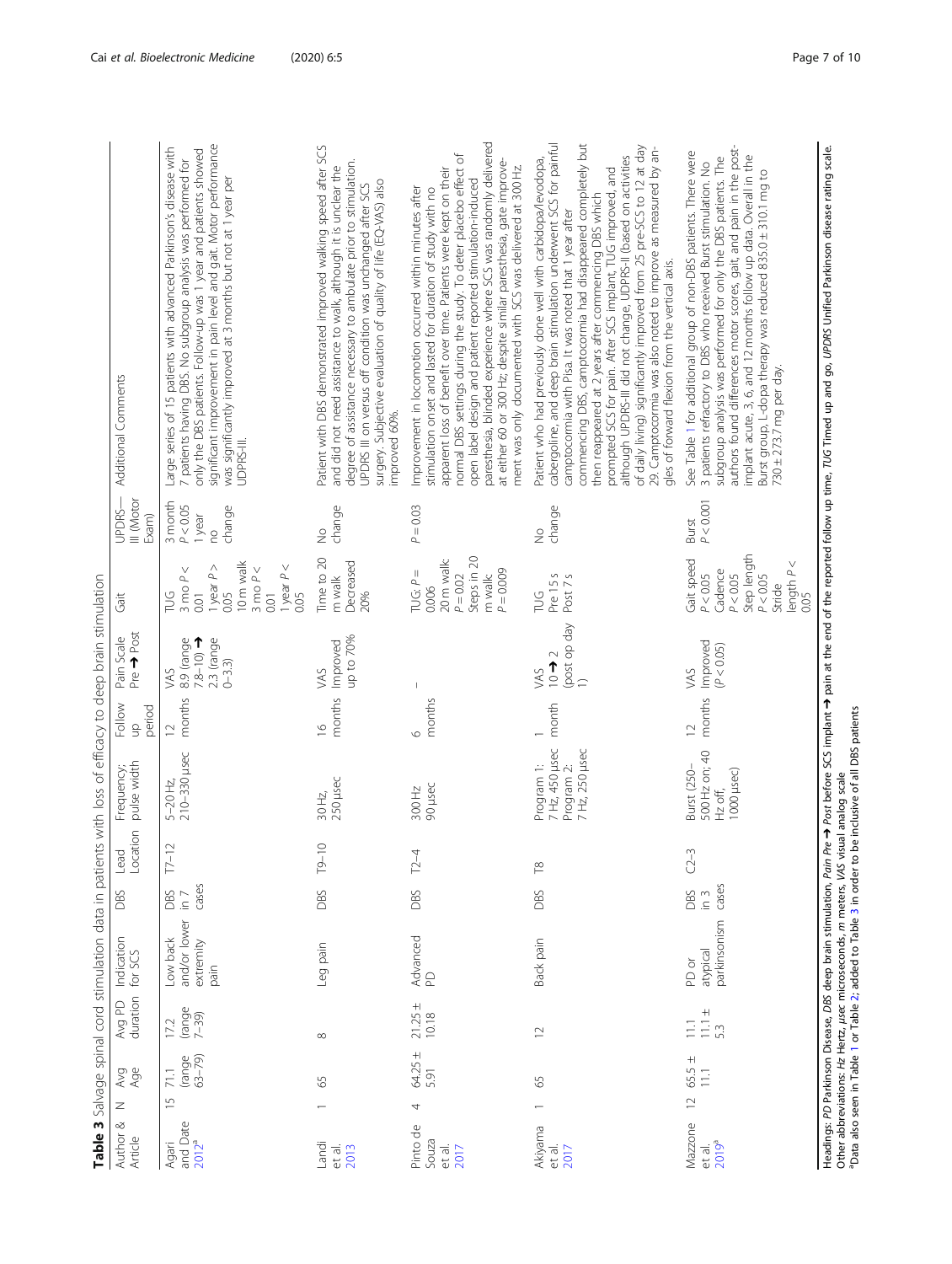**Table 3** Salvage spinal cord stimulation data in patients with loss of efficacy to deep brain stimulation

| Author & Article | N | Avg Age | Avg PD duration | Indication for SCS | DBS | Lead Location | Frequency; pulse width | Follow up period | Pain Scale Pre ➔ Post | Gait | UPDRS—III (Motor Exam) | Additional Comments |
|---|---|---|---|---|---|---|---|---|---|---|---|---|
| Agari and Date 2012[a] | 15 | 71.1 (range 63–79) | 17.2 (range 7–39) | Low back and/or lower extremity pain | DBS in 7 cases | T7–12 | 5–20 Hz, 210–330 μsec | 12 months | VAS 8.9 (range 7.8–10) ➔ 2.3 (range 0–3.3) | TUG 3 mo $P < 0.01$ 1 year $P > 0.05$ 10 m walk 3 mo $P < 0.01$ 1 year $P < 0.05$ | 3 month $P < 0.05$ 1 year no change | Large series of 15 patients with advanced Parkinson's disease with 7 patients having DBS. No subgroup analysis was performed for only the DBS patients. Follow-up was 1 year and patients showed significant improvement in pain level and gait. Motor performance was significantly improved at 3 months but not at 1 year per UDPRS-III. |
| Landi et al. 2013 | 1 | 65 | 8 | Leg pain | DBS | T9–10 | 30 Hz, 250 μsec | 16 months | VAS Improved up to 70% | Time to 20 m walk Decreased 20% | No change | Patient with DBS demonstrated improved walking speed after SCS and did not need assistance to walk, although it is unclear the degree of assistance necessary to ambulate prior to stimulation. UPDRS III on versus off condition was unchanged after SCS surgery. Subjective evaluation of quality of life (EQ-VAS) also improved 60%. |
| Pinto de Souza et al. 2017 | 4 | 64.25 ± 5.91 | 21.25 ± 10.18 | Advanced PD | DBS | T2–4 | 300 Hz 90 μsec | 6 months | – | TUG: $P = 0.006$ 20 m walk: $P = 0.02$ Steps in 20 m walk: $P = 0.009$ | $P = 0.03$ | Improvement in locomotion occurred within minutes after stimulation onset and lasted for duration of study with no apparent loss of benefit over time. Patients were kept on their normal DBS settings during the study. To deter placebo effect of open label design and patient reported stimulation-induced paresthesia, blinded experience where SCS was randomly delivered at either 60 or 300 Hz; despite similar paresthesia, gate improvement was only documented with SCS was delivered at 300 Hz. |
| Akiyama et al. 2017 | 1 | 65 | 12 | Back pain | DBS | T8 | Program 1: 7 Hz, 450 μsec Program 2: 7 Hz, 250 μsec | 1 month | VAS 10 ➔ 2 (post op day 1) | TUG Pre 15 s Post 7 s | No change | Patient who had previously done well with carbidopa/levodopa, cabergoline, and deep brain stimulation underwent SCS for painful camptocormia with Pisa. It was noted that 1 year after commencing DBS, camptocormia had disappeared completely but then reappeared at 2 years after commencing DBS which prompted SCS for pain. After SCS implant, TUG improved, and although UPDRS-III did not change, UDPRS-II (based on activities of daily living) significantly improved from 25 pre-SCS to 12 at day 29. Camptocormia was also noted to improve as measured by angles of forward flexion from the vertical axis. |
| Mazzone et al. 2019[a] | 12 | 65.5 ± 11.1 | 11.1 11.1 ± 5.3 | PD or atypical parkinsonism | DBS in 3 cases | C2–3 | Burst (250–500 Hz on; 40 Hz off, 1000 μsec) | 12 months | VAS Improved ($P < 0.05$) | Gait speed $P < 0.05$ Cadence $P < 0.05$ Step length $P < 0.05$ Stride length $P < 0.05$ | Burst $P < 0.001$ | See Table 1 for additional group of non-DBS patients. There were 3 patients refractory to DBS who received Burst stimulation. No subgroup analysis was performed for only the DBS patients. The authors found differences motor scores, gait, and pain in the post-implant acute, 3, 6, and 12 months follow up data. Overall in the Burst group, L-dopa therapy was reduced 835.0 ± 310.1 mg to 730 ± 273.7 mg per day. |

Headings: *PD* Parkinson Disease, *DBS* deep brain stimulation, *Pain Pre ➔ Post* pain before SCS implant ➔ pain at the end of the reported follow up time, *TUG* Timed up and go, *UPDRS* Unified Parkinson disease rating scale.
Other abbreviations: *Hz* Hertz, *μsec* microseconds, *m* meters, *VAS* visual analog scale
[a]Data also seen in Table 1 or Table 2; added to Table 3 in order to be inclusive of all DBS patients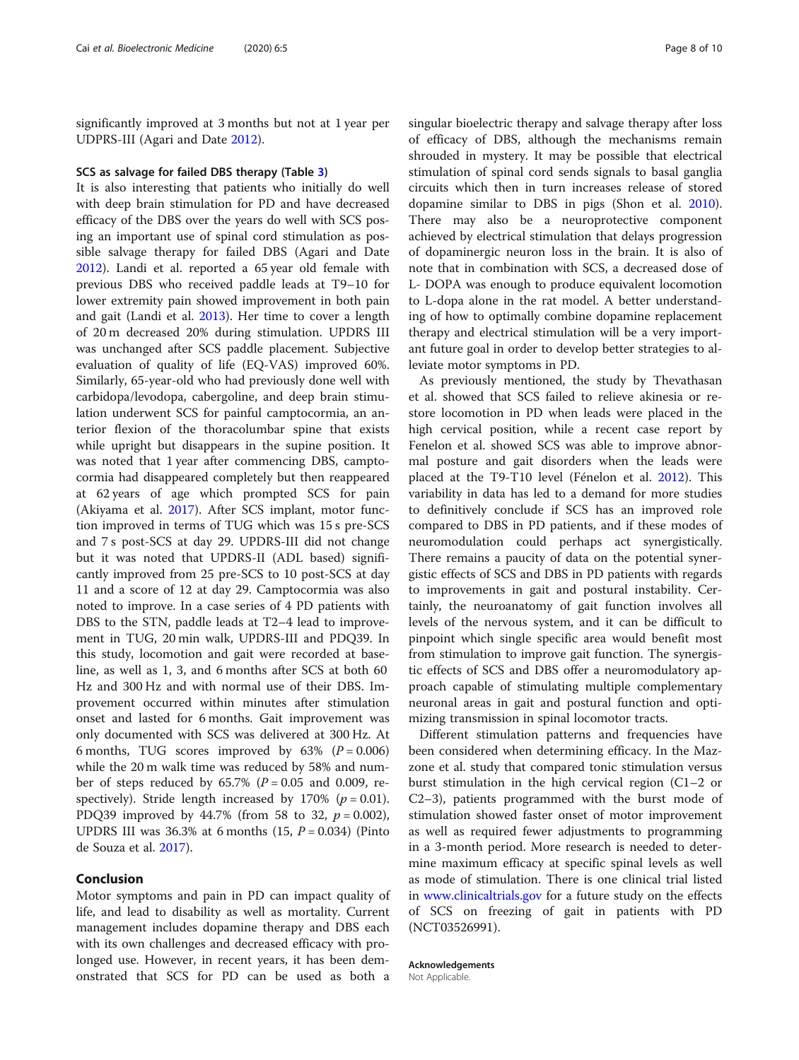significantly improved at 3 months but not at 1 year per UDPRS-III (Agari and Date 2012).

### SCS as salvage for failed DBS therapy (Table 3)

It is also interesting that patients who initially do well with deep brain stimulation for PD and have decreased efficacy of the DBS over the years do well with SCS posing an important use of spinal cord stimulation as possible salvage therapy for failed DBS (Agari and Date 2012). Landi et al. reported a 65 year old female with previous DBS who received paddle leads at T9–10 for lower extremity pain showed improvement in both pain and gait (Landi et al. 2013). Her time to cover a length of 20 m decreased 20% during stimulation. UPDRS III was unchanged after SCS paddle placement. Subjective evaluation of quality of life (EQ-VAS) improved 60%. Similarly, 65-year-old who had previously done well with carbidopa/levodopa, cabergoline, and deep brain stimulation underwent SCS for painful camptocormia, an anterior flexion of the thoracolumbar spine that exists while upright but disappears in the supine position. It was noted that 1 year after commencing DBS, camptocormia had disappeared completely but then reappeared at 62 years of age which prompted SCS for pain (Akiyama et al. 2017). After SCS implant, motor function improved in terms of TUG which was 15 s pre-SCS and 7 s post-SCS at day 29. UPDRS-III did not change but it was noted that UPDRS-II (ADL based) significantly improved from 25 pre-SCS to 10 post-SCS at day 11 and a score of 12 at day 29. Camptocormia was also noted to improve. In a case series of 4 PD patients with DBS to the STN, paddle leads at T2–4 lead to improvement in TUG, 20 min walk, UPDRS-III and PDQ39. In this study, locomotion and gait were recorded at baseline, as well as 1, 3, and 6 months after SCS at both 60 Hz and 300 Hz and with normal use of their DBS. Improvement occurred within minutes after stimulation onset and lasted for 6 months. Gait improvement was only documented with SCS was delivered at 300 Hz. At 6 months, TUG scores improved by 63% ($P = 0.006$) while the 20 m walk time was reduced by 58% and number of steps reduced by 65.7% ($P = 0.05$ and 0.009, respectively). Stride length increased by 170% ($p = 0.01$). PDQ39 improved by 44.7% (from 58 to 32, $p = 0.002$), UPDRS III was 36.3% at 6 months (15, $P = 0.034$) (Pinto de Souza et al. 2017).

## Conclusion

Motor symptoms and pain in PD can impact quality of life, and lead to disability as well as mortality. Current management includes dopamine therapy and DBS each with its own challenges and decreased efficacy with prolonged use. However, in recent years, it has been demonstrated that SCS for PD can be used as both a singular bioelectric therapy and salvage therapy after loss of efficacy of DBS, although the mechanisms remain shrouded in mystery. It may be possible that electrical stimulation of spinal cord sends signals to basal ganglia circuits which then in turn increases release of stored dopamine similar to DBS in pigs (Shon et al. 2010). There may also be a neuroprotective component achieved by electrical stimulation that delays progression of dopaminergic neuron loss in the brain. It is also of note that in combination with SCS, a decreased dose of L- DOPA was enough to produce equivalent locomotion to L-dopa alone in the rat model. A better understanding of how to optimally combine dopamine replacement therapy and electrical stimulation will be a very important future goal in order to develop better strategies to alleviate motor symptoms in PD.

As previously mentioned, the study by Thevathasan et al. showed that SCS failed to relieve akinesia or restore locomotion in PD when leads were placed in the high cervical position, while a recent case report by Fenelon et al. showed SCS was able to improve abnormal posture and gait disorders when the leads were placed at the T9-T10 level (Fénelon et al. 2012). This variability in data has led to a demand for more studies to definitively conclude if SCS has an improved role compared to DBS in PD patients, and if these modes of neuromodulation could perhaps act synergistically. There remains a paucity of data on the potential synergistic effects of SCS and DBS in PD patients with regards to improvements in gait and postural instability. Certainly, the neuroanatomy of gait function involves all levels of the nervous system, and it can be difficult to pinpoint which single specific area would benefit most from stimulation to improve gait function. The synergistic effects of SCS and DBS offer a neuromodulatory approach capable of stimulating multiple complementary neuronal areas in gait and postural function and optimizing transmission in spinal locomotor tracts.

Different stimulation patterns and frequencies have been considered when determining efficacy. In the Mazzone et al. study that compared tonic stimulation versus burst stimulation in the high cervical region (C1–2 or C2–3), patients programmed with the burst mode of stimulation showed faster onset of motor improvement as well as required fewer adjustments to programming in a 3-month period. More research is needed to determine maximum efficacy at specific spinal levels as well as mode of stimulation. There is one clinical trial listed in www.clinicaltrials.gov for a future study on the effects of SCS on freezing of gait in patients with PD (NCT03526991).

#### Acknowledgements

Not Applicable.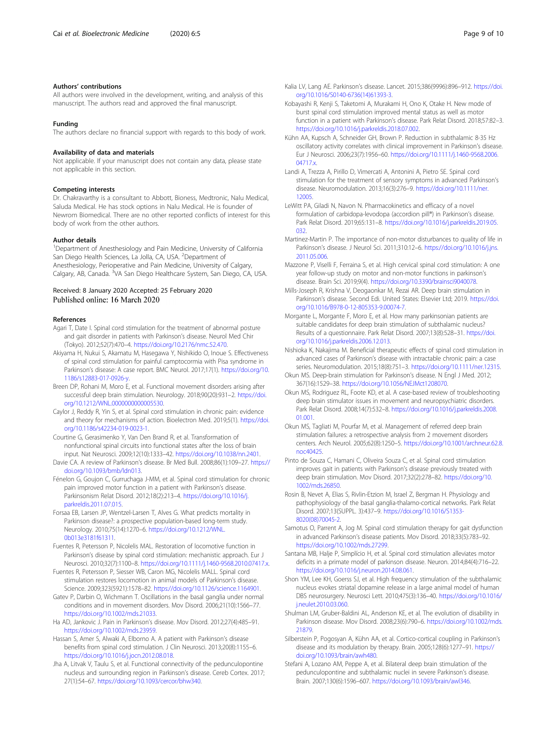### Authors' contributions

All authors were involved in the development, writing, and analysis of this manuscript. The authors read and approved the final manuscript.

### Funding

The authors declare no financial support with regards to this body of work.

### Availability of data and materials

Not applicable. If your manuscript does not contain any data, please state not applicable in this section.

### Competing interests

Dr. Chakravarthy is a consultant to Abbott, Bioness, Medtronic, Nalu Medical, Saluda Medical. He has stock options in Nalu Medical. He is founder of Newrom Biomedical. There are no other reported conflicts of interest for this body of work from the other authors.

### Author details

[1]Department of Anesthesiology and Pain Medicine, University of California San Diego Health Sciences, La Jolla, CA, USA. [2]Department of Anesthesiology, Perioperative and Pain Medicine, University of Calgary, Calgary, AB, Canada. [3]VA San Diego Healthcare System, San Diego, CA, USA.

Received: 8 January 2020 Accepted: 25 February 2020
Published online: 16 March 2020

### References

- Agari T, Date I. Spinal cord stimulation for the treatment of abnormal posture and gait disorder in patients with Parkinson's disease. Neurol Med Chir (Tokyo). 2012;52(7):470–4. https://doi.org/10.2176/nmc.52.470.
- Akiyama H, Nukui S, Akamatu M, Hasegawa Y, Nishikido O, Inoue S. Effectiveness of spinal cord stimulation for painful camptocormia with Pisa syndrome in Parkinson's disease: A case report. BMC Neurol. 2017;17(1). https://doi.org/10.1186/s12883-017-0926-y.
- Breen DP, Rohani M, Moro E, et al. Functional movement disorders arising after successful deep brain stimulation. Neurology. 2018;90(20):931–2. https://doi.org/10.1212/WNL.0000000000005530.
- Caylor J, Reddy R, Yin S, et al. Spinal cord stimulation in chronic pain: evidence and theory for mechanisms of action. Bioelectron Med. 2019;5(1). https://doi.org/10.1186/s42234-019-0023-1.
- Courtine G, Gerasimenko Y, Van Den Brand R, et al. Transformation of nonfunctional spinal circuits into functional states after the loss of brain input. Nat Neurosci. 2009;12(10):1333–42. https://doi.org/10.1038/nn.2401.
- Davie CA. A review of Parkinson's disease. Br Med Bull. 2008;86(1):109–27. https://doi.org/10.1093/bmb/ldn013.
- Fénelon G, Goujon C, Gurruchaga J-MM, et al. Spinal cord stimulation for chronic pain improved motor function in a patient with Parkinson's disease. Parkinsonism Relat Disord. 2012;18(2):213–4. https://doi.org/10.1016/j.parkreldis.2011.07.015.
- Forsaa EB, Larsen JP, Wentzel-Larsen T, Alves G. What predicts mortality in Parkinson disease?: a prospective population-based long-term study. Neurology. 2010;75(14):1270–6. https://doi.org/10.1212/WNL.0b013e3181f61311.
- Fuentes R, Petersson P, Nicolelis MAL. Restoration of locomotive function in Parkinson's disease by spinal cord stimulation: mechanistic approach. Eur J Neurosci. 2010;32(7):1100–8. https://doi.org/10.1111/j.1460-9568.2010.07417.x.
- Fuentes R, Petersson P, Siesser WB, Caron MG, Nicolelis MALL. Spinal cord stimulation restores locomotion in animal models of Parkinson's disease. Science. 2009;323(5921):1578–82. https://doi.org/10.1126/science.1164901.
- Gatev P, Darbin O, Wichmann T. Oscillations in the basal ganglia under normal conditions and in movement disorders. Mov Disord. 2006;21(10):1566–77. https://doi.org/10.1002/mds.21033.
- Ha AD, Jankovic J. Pain in Parkinson's disease. Mov Disord. 2012;27(4):485–91. https://doi.org/10.1002/mds.23959.
- Hassan S, Amer S, Alwaki A, Elborno A. A patient with Parkinson's disease benefits from spinal cord stimulation. J Clin Neurosci. 2013;20(8):1155–6. https://doi.org/10.1016/j.jocn.2012.08.018.
- Jha A, Litvak V, Taulu S, et al. Functional connectivity of the pedunculopontine nucleus and surrounding region in Parkinson's disease. Cereb Cortex. 2017;27(1):54–67. https://doi.org/10.1093/cercor/bhw340.
- Kalia LV, Lang AE. Parkinson's disease. Lancet. 2015;386(9996):896–912. https://doi.org/10.1016/S0140-6736(14)61393-3.
- Kobayashi R, Kenji S, Taketomi A, Murakami H, Ono K, Otake H. New mode of burst spinal cord stimulation improved mental status as well as motor function in a patient with Parkinson's disease. Park Relat Disord. 2018;57:82–3. https://doi.org/10.1016/j.parkreldis.2018.07.002.
- Kühn AA, Kupsch A, Schneider GH, Brown P. Reduction in subthalamic 8-35 Hz oscillatory activity correlates with clinical improvement in Parkinson's disease. Eur J Neurosci. 2006;23(7):1956–60. https://doi.org/10.1111/j.1460-9568.2006.04717.x.
- Landi A, Trezza A, Pirillo D, Vimercati A, Antonini A, Pietro SE. Spinal cord stimulation for the treatment of sensory symptoms in advanced Parkinson's disease. Neuromodulation. 2013;16(3):276–9. https://doi.org/10.1111/ner.12005.
- LeWitt PA, Giladi N, Navon N. Pharmacokinetics and efficacy of a novel formulation of carbidopa-levodopa (accordion pill®) in Parkinson's disease. Park Relat Disord. 2019;65:131–8. https://doi.org/10.1016/j.parkreldis.2019.05.032.
- Martinez-Martin P. The importance of non-motor disturbances to quality of life in Parkinson's disease. J Neurol Sci. 2011;310:12–6. https://doi.org/10.1016/j.jns.2011.05.006.
- Mazzone P, Viselli F, Ferraina S, et al. High cervical spinal cord stimulation: A one year follow-up study on motor and non-motor functions in parkinson's disease. Brain Sci. 2019;9(4). https://doi.org/10.3390/brainsci9040078.
- Mills-Joseph R, Krishna V, Deogaonkar M, Rezai AR. Deep brain stimulation in Parkinson's disease. Second Edi. United States: Elsevier Ltd; 2019. https://doi.org/10.1016/B978-0-12-805353-9.00074-7.
- Morgante L, Morgante F, Moro E, et al. How many parkinsonian patients are suitable candidates for deep brain stimulation of subthalamic nucleus? Results of a questionnaire. Park Relat Disord. 2007;13(8):528–31. https://doi.org/10.1016/j.parkreldis.2006.12.013.
- Nishioka K, Nakajima M. Beneficial therapeutic effects of spinal cord stimulation in advanced cases of Parkinson's disease with intractable chronic pain: a case series. Neuromodulation. 2015;18(8):751–3. https://doi.org/10.1111/ner.12315.
- Okun MS. Deep-brain stimulation for Parkinson's disease. N Engl J Med. 2012;367(16):1529–38. https://doi.org/10.1056/NEJMct1208070.
- Okun MS, Rodriguez RL, Foote KD, et al. A case-based review of troubleshooting deep brain stimulator issues in movement and neuropsychiatric disorders. Park Relat Disord. 2008;14(7):532–8. https://doi.org/10.1016/j.parkreldis.2008.01.001.
- Okun MS, Tagliati M, Pourfar M, et al. Management of referred deep brain stimulation failures: a retrospective analysis from 2 movement disorders centers. Arch Neurol. 2005;62(8):1250–5. https://doi.org/10.1001/archneur.62.8.noc40425.
- Pinto de Souza C, Hamani C, Oliveira Souza C, et al. Spinal cord stimulation improves gait in patients with Parkinson's disease previously treated with deep brain stimulation. Mov Disord. 2017;32(2):278–82. https://doi.org/10.1002/mds.26850.
- Rosin B, Nevet A, Elias S, Rivlin-Etzion M, Israel Z, Bergman H. Physiology and pathophysiology of the basal ganglia-thalamo-cortical networks. Park Relat Disord. 2007;13(SUPPL. 3):437–9. https://doi.org/10.1016/S1353-8020(08)70045-2.
- Samotus O, Parrent A, Jog M. Spinal cord stimulation therapy for gait dysfunction in advanced Parkinson's disease patients. Mov Disord. 2018;33(5):783–92. https://doi.org/10.1002/mds.27299.
- Santana MB, Halje P, Simplício H, et al. Spinal cord stimulation alleviates motor deficits in a primate model of parkinson disease. Neuron. 2014;84(4):716–22. https://doi.org/10.1016/j.neuron.2014.08.061.
- Shon YM, Lee KH, Goerss SJ, et al. High frequency stimulation of the subthalamic nucleus evokes striatal dopamine release in a large animal model of human DBS neurosurgery. Neurosci Lett. 2010;475(3):136–40. https://doi.org/10.1016/j.neulet.2010.03.060.
- Shulman LM, Gruber-Baldini AL, Anderson KE, et al. The evolution of disability in Parkinson disease. Mov Disord. 2008;23(6):790–6. https://doi.org/10.1002/mds.21879.
- Silberstein P, Pogosyan A, Kühn AA, et al. Cortico-cortical coupling in Parkinson's disease and its modulation by therapy. Brain. 2005;128(6):1277–91. https://doi.org/10.1093/brain/awh480.
- Stefani A, Lozano AM, Peppe A, et al. Bilateral deep brain stimulation of the pedunculopontine and subthalamic nuclei in severe Parkinson's disease. Brain. 2007;130(6):1596–607. https://doi.org/10.1093/brain/awl346.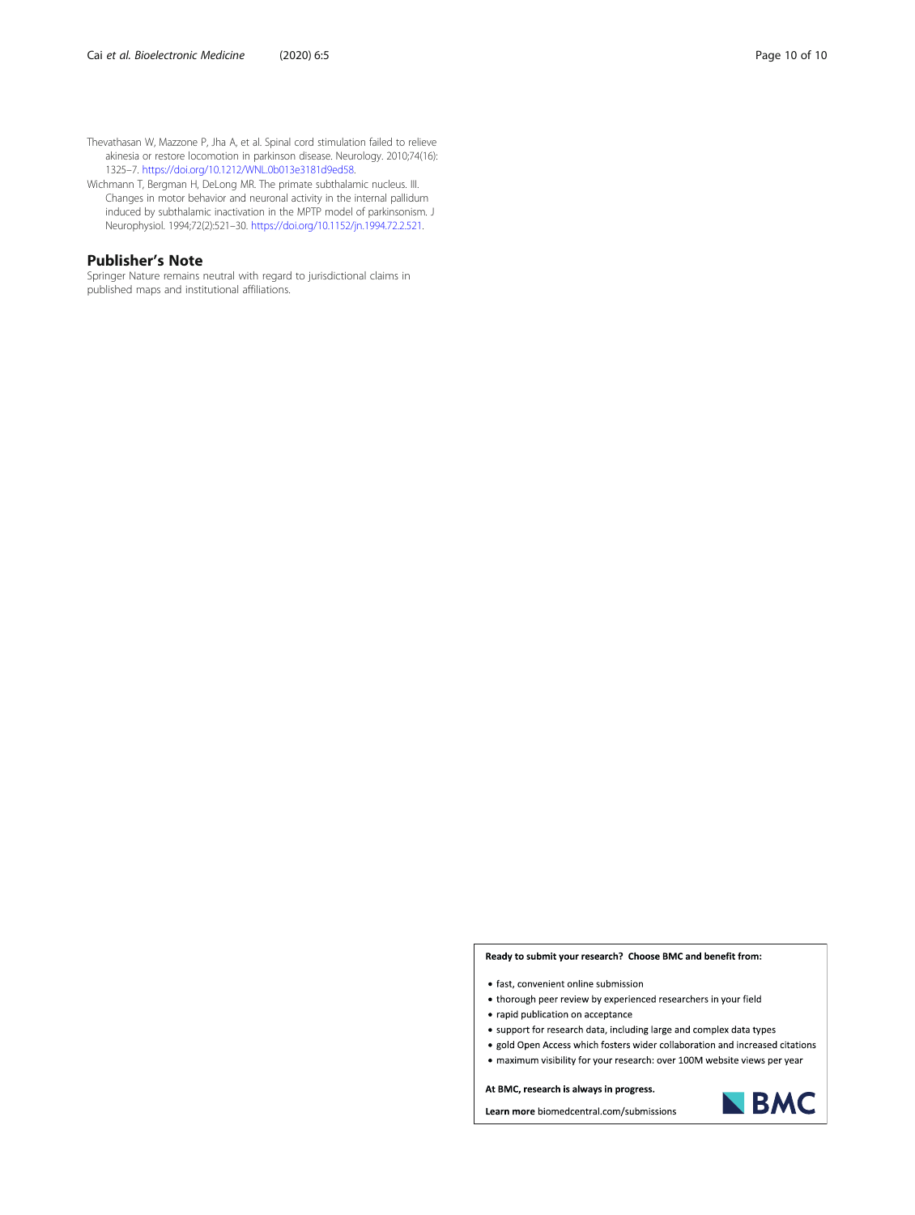Thevathasan W, Mazzone P, Jha A, et al. Spinal cord stimulation failed to relieve akinesia or restore locomotion in parkinson disease. Neurology. 2010;74(16): 1325–7. https://doi.org/10.1212/WNL.0b013e3181d9ed58.

Wichmann T, Bergman H, DeLong MR. The primate subthalamic nucleus. III. Changes in motor behavior and neuronal activity in the internal pallidum induced by subthalamic inactivation in the MPTP model of parkinsonism. J Neurophysiol. 1994;72(2):521–30. https://doi.org/10.1152/jn.1994.72.2.521.

## Publisher's Note

Springer Nature remains neutral with regard to jurisdictional claims in published maps and institutional affiliations.

**Ready to submit your research? Choose BMC and benefit from:**

- fast, convenient online submission
- thorough peer review by experienced researchers in your field
- rapid publication on acceptance
- support for research data, including large and complex data types
- gold Open Access which fosters wider collaboration and increased citations
- maximum visibility for your research: over 100M website views per year

**At BMC, research is always in progress.**

**Learn more** biomedcentral.com/submissions

BMC